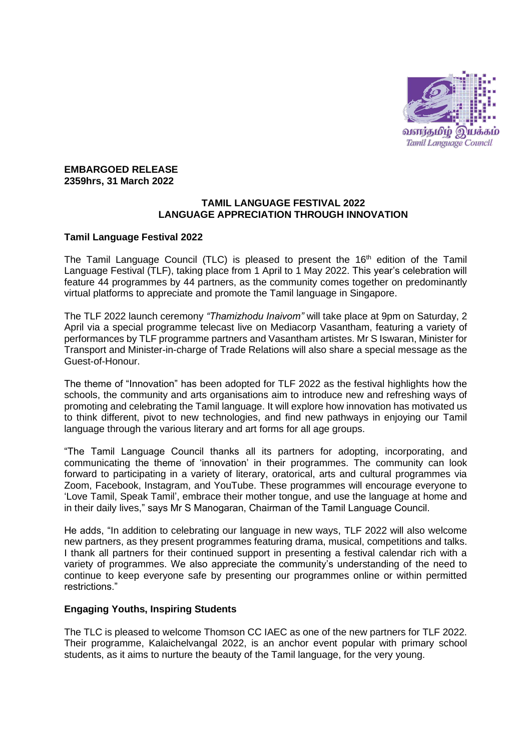**EMBARGOED RELEASE**
**2359hrs, 31 March 2022**

## TAMIL LANGUAGE FESTIVAL 2022
## LANGUAGE APPRECIATION THROUGH INNOVATION

### Tamil Language Festival 2022

The Tamil Language Council (TLC) is pleased to present the 16th edition of the Tamil Language Festival (TLF), taking place from 1 April to 1 May 2022. This year's celebration will feature 44 programmes by 44 partners, as the community comes together on predominantly virtual platforms to appreciate and promote the Tamil language in Singapore.

The TLF 2022 launch ceremony *"Thamizhodu Inaivom"* will take place at 9pm on Saturday, 2 April via a special programme telecast live on Mediacorp Vasantham, featuring a variety of performances by TLF programme partners and Vasantham artistes. Mr S Iswaran, Minister for Transport and Minister-in-charge of Trade Relations will also share a special message as the Guest-of-Honour.

The theme of "Innovation" has been adopted for TLF 2022 as the festival highlights how the schools, the community and arts organisations aim to introduce new and refreshing ways of promoting and celebrating the Tamil language. It will explore how innovation has motivated us to think different, pivot to new technologies, and find new pathways in enjoying our Tamil language through the various literary and art forms for all age groups.

"The Tamil Language Council thanks all its partners for adopting, incorporating, and communicating the theme of 'innovation' in their programmes. The community can look forward to participating in a variety of literary, oratorical, arts and cultural programmes via Zoom, Facebook, Instagram, and YouTube. These programmes will encourage everyone to 'Love Tamil, Speak Tamil', embrace their mother tongue, and use the language at home and in their daily lives," says Mr S Manogaran, Chairman of the Tamil Language Council.

He adds, "In addition to celebrating our language in new ways, TLF 2022 will also welcome new partners, as they present programmes featuring drama, musical, competitions and talks. I thank all partners for their continued support in presenting a festival calendar rich with a variety of programmes. We also appreciate the community's understanding of the need to continue to keep everyone safe by presenting our programmes online or within permitted restrictions."

### Engaging Youths, Inspiring Students

The TLC is pleased to welcome Thomson CC IAEC as one of the new partners for TLF 2022. Their programme, Kalaichelvangal 2022, is an anchor event popular with primary school students, as it aims to nurture the beauty of the Tamil language, for the very young.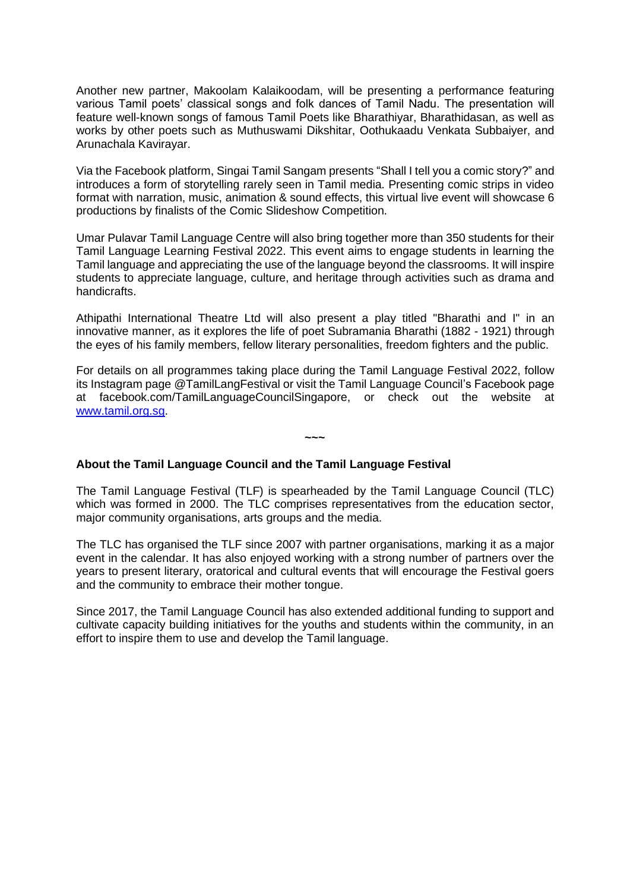Another new partner, Makoolam Kalaikoodam, will be presenting a performance featuring various Tamil poets' classical songs and folk dances of Tamil Nadu. The presentation will feature well-known songs of famous Tamil Poets like Bharathiyar, Bharathidasan, as well as works by other poets such as Muthuswami Dikshitar, Oothukaadu Venkata Subbaiyer, and Arunachala Kavirayar.

Via the Facebook platform, Singai Tamil Sangam presents "Shall I tell you a comic story?" and introduces a form of storytelling rarely seen in Tamil media. Presenting comic strips in video format with narration, music, animation & sound effects, this virtual live event will showcase 6 productions by finalists of the Comic Slideshow Competition.

Umar Pulavar Tamil Language Centre will also bring together more than 350 students for their Tamil Language Learning Festival 2022. This event aims to engage students in learning the Tamil language and appreciating the use of the language beyond the classrooms. It will inspire students to appreciate language, culture, and heritage through activities such as drama and handicrafts.

Athipathi International Theatre Ltd will also present a play titled "Bharathi and I" in an innovative manner, as it explores the life of poet Subramania Bharathi (1882 - 1921) through the eyes of his family members, fellow literary personalities, freedom fighters and the public.

For details on all programmes taking place during the Tamil Language Festival 2022, follow its Instagram page @TamilLangFestival or visit the Tamil Language Council's Facebook page at facebook.com/TamilLanguageCouncilSingapore, or check out the website at [www.tamil.org.sg](http://www.tamil.org.sg).

~~~

**About the Tamil Language Council and the Tamil Language Festival**

The Tamil Language Festival (TLF) is spearheaded by the Tamil Language Council (TLC) which was formed in 2000. The TLC comprises representatives from the education sector, major community organisations, arts groups and the media.

The TLC has organised the TLF since 2007 with partner organisations, marking it as a major event in the calendar. It has also enjoyed working with a strong number of partners over the years to present literary, oratorical and cultural events that will encourage the Festival goers and the community to embrace their mother tongue.

Since 2017, the Tamil Language Council has also extended additional funding to support and cultivate capacity building initiatives for the youths and students within the community, in an effort to inspire them to use and develop the Tamil language.